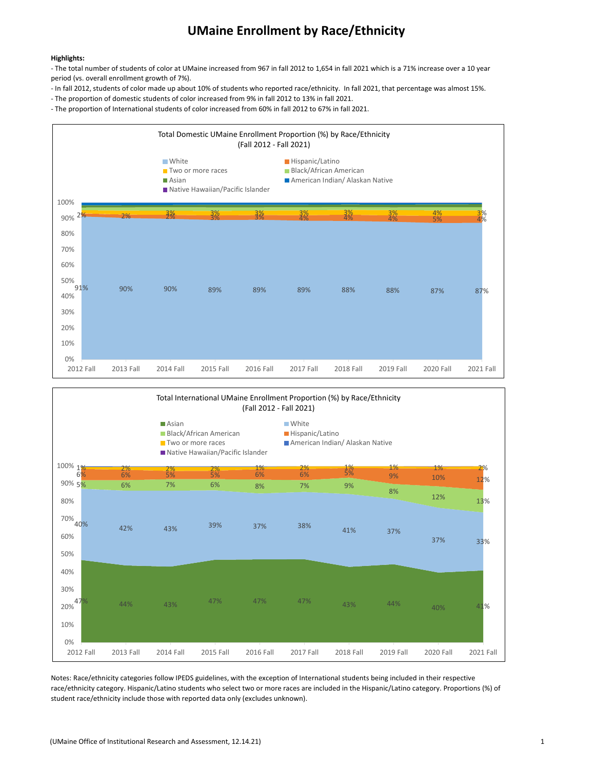# UMaine Enrollment by Race/Ethnicity

**Highlights:**

- The total number of students of color at UMaine increased from 967 in fall 2012 to 1,654 in fall 2021 which is a 71% increase over a 10 year period (vs. overall enrollment growth of 7%).
- In fall 2012, students of color made up about 10% of students who reported race/ethnicity. In fall 2021, that percentage was almost 15%.
- The proportion of domestic students of color increased from 9% in fall 2012 to 13% in fall 2021.
- The proportion of International students of color increased from 60% in fall 2012 to 67% in fall 2021.

**Total Domestic UMaine Enrollment Proportion (%) by Race/Ethnicity (Fall 2012 - Fall 2021)**

| | 2012 Fall | 2013 Fall | 2014 Fall | 2015 Fall | 2016 Fall | 2017 Fall | 2018 Fall | 2019 Fall | 2020 Fall | 2021 Fall |
|---|---|---|---|---|---|---|---|---|---|---|
| White | 91% | 90% | 90% | 89% | 89% | 89% | 88% | 88% | 87% | 87% |
| Hispanic/Latino | 2% | 2% | 2% | 3% | 3% | 4% | 4% | 4% | 5% | 4% |
| Two or more races | | | 3% | 3% | 3% | 3% | 3% | 3% | 4% | 3% |

Legend: White, Hispanic/Latino, Two or more races, Black/African American, Asian, American Indian/ Alaskan Native, Native Hawaiian/Pacific Islander

**Total International UMaine Enrollment Proportion (%) by Race/Ethnicity (Fall 2012 - Fall 2021)**

| | 2012 Fall | 2013 Fall | 2014 Fall | 2015 Fall | 2016 Fall | 2017 Fall | 2018 Fall | 2019 Fall | 2020 Fall | 2021 Fall |
|---|---|---|---|---|---|---|---|---|---|---|
| Asian | 47% | 44% | 43% | 47% | 47% | 47% | 43% | 44% | 40% | 41% |
| White | 40% | 42% | 43% | 39% | 37% | 38% | 41% | 37% | 37% | 33% |
| Black/African American | 5% | 6% | 7% | 6% | 8% | 7% | 9% | 8% | 12% | 13% |
| Hispanic/Latino | 6% | 6% | 5% | 5% | 6% | 6% | 5% | 9% | 10% | 12% |
| Two or more races | 1% | 2% | 2% | 2% | 1% | 2% | 1% | 1% | 1% | 2% |

Legend: Asian, White, Black/African American, Hispanic/Latino, Two or more races, American Indian/ Alaskan Native, Native Hawaiian/Pacific Islander

Notes: Race/ethnicity categories follow IPEDS guidelines, with the exception of International students being included in their respective race/ethnicity category. Hispanic/Latino students who select two or more races are included in the Hispanic/Latino category. Proportions (%) of student race/ethnicity include those with reported data only (excludes unknown).

(UMaine Office of Institutional Research and Assessment, 12.14.21)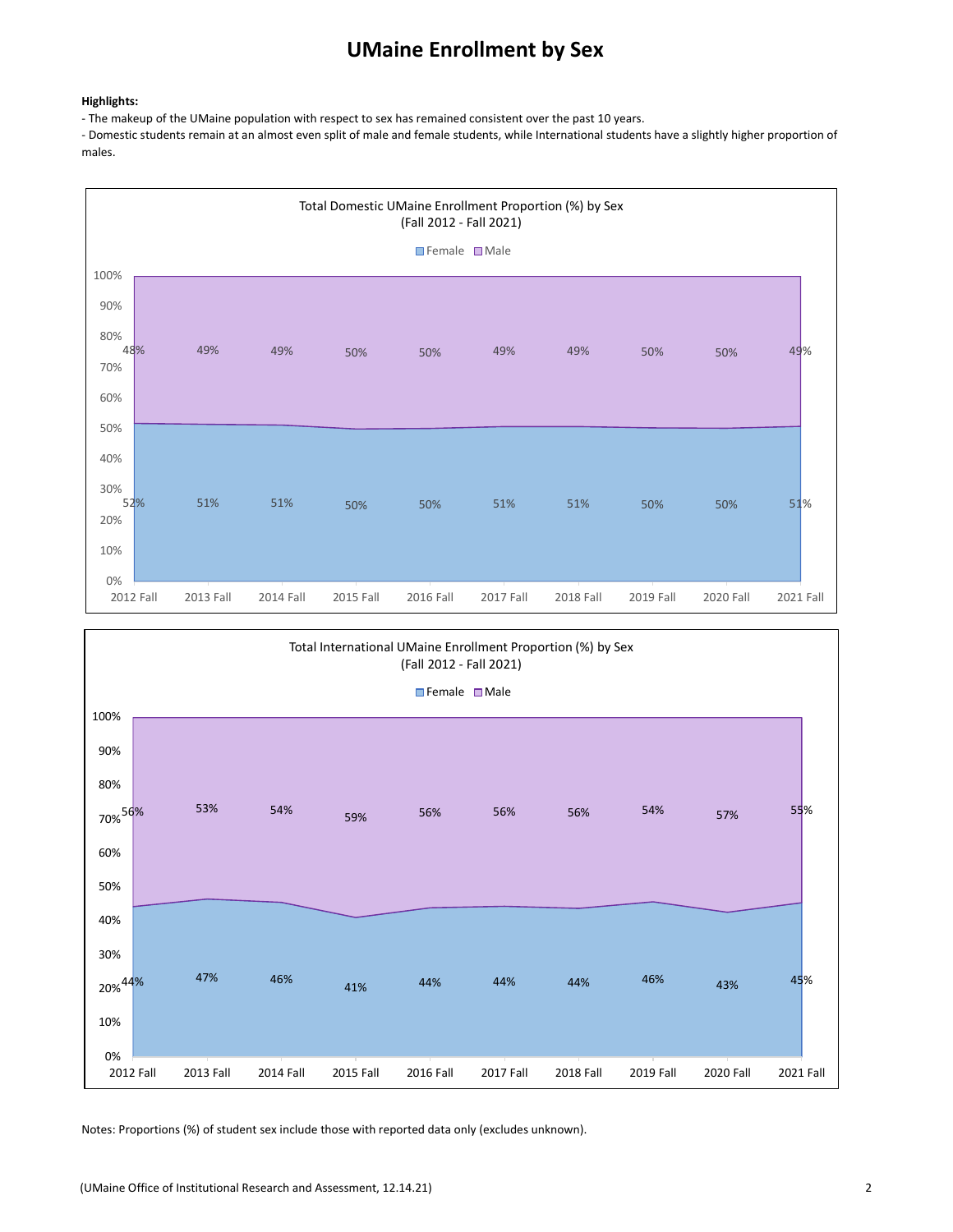# UMaine Enrollment by Sex

**Highlights:**

- The makeup of the UMaine population with respect to sex has remained consistent over the past 10 years.
- Domestic students remain at an almost even split of male and female students, while International students have a slightly higher proportion of males.

**Total Domestic UMaine Enrollment Proportion (%) by Sex (Fall 2012 - Fall 2021)**

| | 2012 Fall | 2013 Fall | 2014 Fall | 2015 Fall | 2016 Fall | 2017 Fall | 2018 Fall | 2019 Fall | 2020 Fall | 2021 Fall |
|---|---|---|---|---|---|---|---|---|---|---|
| Female | 52% | 51% | 51% | 50% | 50% | 51% | 51% | 50% | 50% | 51% |
| Male | 48% | 49% | 49% | 50% | 50% | 49% | 49% | 50% | 50% | 49% |

**Total International UMaine Enrollment Proportion (%) by Sex (Fall 2012 - Fall 2021)**

| | 2012 Fall | 2013 Fall | 2014 Fall | 2015 Fall | 2016 Fall | 2017 Fall | 2018 Fall | 2019 Fall | 2020 Fall | 2021 Fall |
|---|---|---|---|---|---|---|---|---|---|---|
| Female | 44% | 47% | 46% | 41% | 44% | 44% | 44% | 46% | 43% | 45% |
| Male | 56% | 53% | 54% | 59% | 56% | 56% | 56% | 54% | 57% | 55% |

Notes: Proportions (%) of student sex include those with reported data only (excludes unknown).

(UMaine Office of Institutional Research and Assessment, 12.14.21)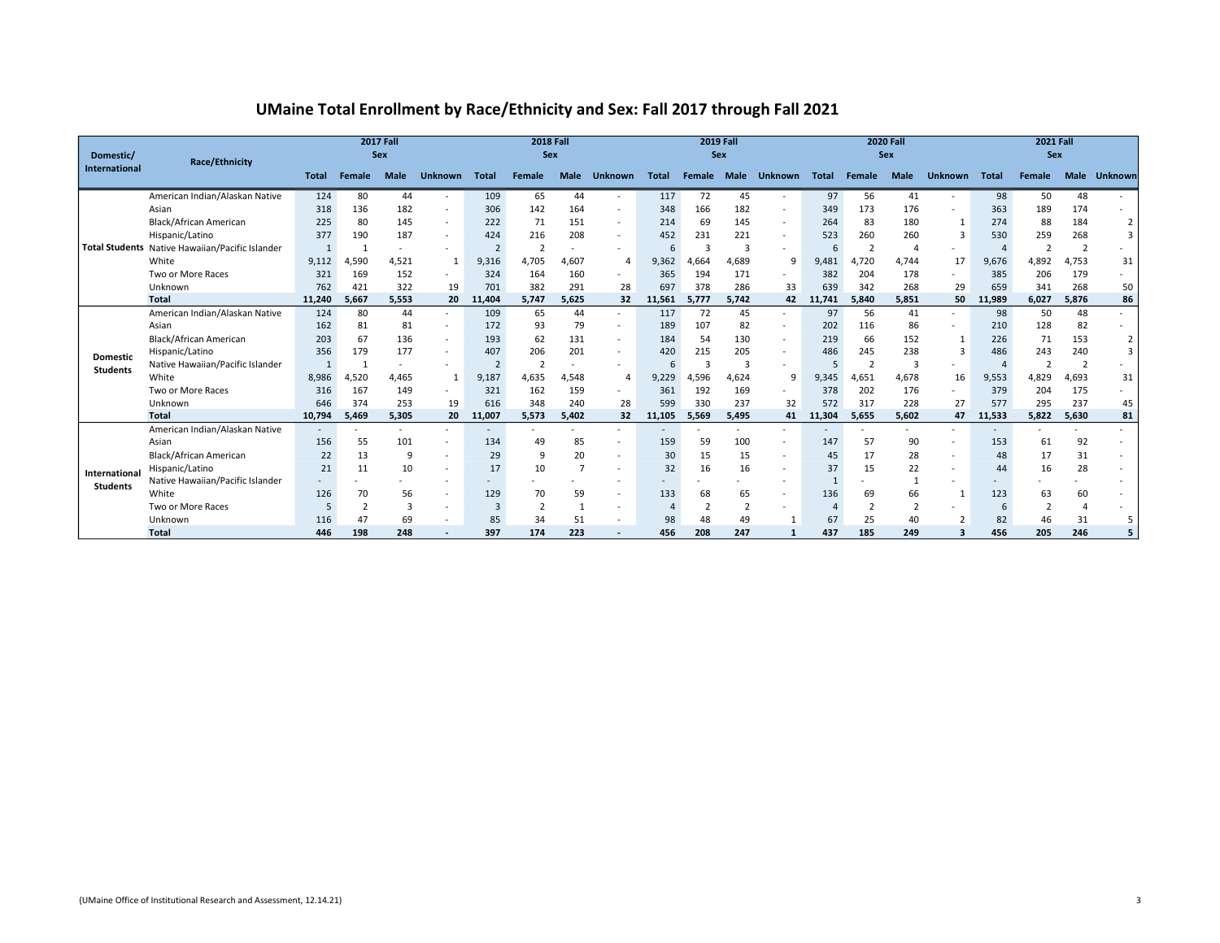# UMaine Total Enrollment by Race/Ethnicity and Sex: Fall 2017 through Fall 2021

| Domestic/ International | Race/Ethnicity | 2017 Fall | | | | 2018 Fall | | | | 2019 Fall | | | | 2020 Fall | | | | 2021 Fall | | | |
|---|---|---|---|---|---|---|---|---|---|---|---|---|---|---|---|---|---|---|---|---|---|
| | | | Sex | | | | Sex | | | | Sex | | | | Sex | | | | Sex | | |
| | | Total | Female | Male | Unknown | Total | Female | Male | Unknown | Total | Female | Male | Unknown | Total | Female | Male | Unknown | Total | Female | Male | Unknown |
| Total Students | American Indian/Alaskan Native | 124 | 80 | 44 | - | 109 | 65 | 44 | - | 117 | 72 | 45 | - | 97 | 56 | 41 | - | 98 | 50 | 48 | - |
| | Asian | 318 | 136 | 182 | - | 306 | 142 | 164 | - | 348 | 166 | 182 | - | 349 | 173 | 176 | - | 363 | 189 | 174 | - |
| | Black/African American | 225 | 80 | 145 | - | 222 | 71 | 151 | - | 214 | 69 | 145 | - | 264 | 83 | 180 | 1 | 274 | 88 | 184 | 2 |
| | Hispanic/Latino | 377 | 190 | 187 | - | 424 | 216 | 208 | - | 452 | 231 | 221 | - | 523 | 260 | 260 | 3 | 530 | 259 | 268 | 3 |
| | Native Hawaiian/Pacific Islander | 1 | 1 | - | - | 2 | 2 | - | - | 6 | 3 | 3 | - | 6 | 2 | 4 | - | 4 | 2 | 2 | - |
| | White | 9,112 | 4,590 | 4,521 | 1 | 9,316 | 4,705 | 4,607 | 4 | 9,362 | 4,664 | 4,689 | 9 | 9,481 | 4,720 | 4,744 | 17 | 9,676 | 4,892 | 4,753 | 31 |
| | Two or More Races | 321 | 169 | 152 | - | 324 | 164 | 160 | - | 365 | 194 | 171 | - | 382 | 204 | 178 | - | 385 | 206 | 179 | - |
| | Unknown | 762 | 421 | 322 | 19 | 701 | 382 | 291 | 28 | 697 | 378 | 286 | 33 | 639 | 342 | 268 | 29 | 659 | 341 | 268 | 50 |
| | **Total** | **11,240** | **5,667** | **5,553** | **20** | **11,404** | **5,747** | **5,625** | **32** | **11,561** | **5,777** | **5,742** | **42** | **11,741** | **5,840** | **5,851** | **50** | **11,989** | **6,027** | **5,876** | **86** |
| Domestic Students | American Indian/Alaskan Native | 124 | 80 | 44 | - | 109 | 65 | 44 | - | 117 | 72 | 45 | - | 97 | 56 | 41 | - | 98 | 50 | 48 | - |
| | Asian | 162 | 81 | 81 | - | 172 | 93 | 79 | - | 189 | 107 | 82 | - | 202 | 116 | 86 | - | 210 | 128 | 82 | - |
| | Black/African American | 203 | 67 | 136 | - | 193 | 62 | 131 | - | 184 | 54 | 130 | - | 219 | 66 | 152 | 1 | 226 | 71 | 153 | 2 |
| | Hispanic/Latino | 356 | 179 | 177 | - | 407 | 206 | 201 | - | 420 | 215 | 205 | - | 486 | 245 | 238 | 3 | 486 | 243 | 240 | 3 |
| | Native Hawaiian/Pacific Islander | 1 | 1 | - | - | 2 | 2 | - | - | 6 | 3 | 3 | - | 5 | 2 | 3 | - | 4 | 2 | 2 | - |
| | White | 8,986 | 4,520 | 4,465 | 1 | 9,187 | 4,635 | 4,548 | 4 | 9,229 | 4,596 | 4,624 | 9 | 9,345 | 4,651 | 4,678 | 16 | 9,553 | 4,829 | 4,693 | 31 |
| | Two or More Races | 316 | 167 | 149 | - | 321 | 162 | 159 | - | 361 | 192 | 169 | - | 378 | 202 | 176 | - | 379 | 204 | 175 | - |
| | Unknown | 646 | 374 | 253 | 19 | 616 | 348 | 240 | 28 | 599 | 330 | 237 | 32 | 572 | 317 | 228 | 27 | 577 | 295 | 237 | 45 |
| | **Total** | **10,794** | **5,469** | **5,305** | **20** | **11,007** | **5,573** | **5,402** | **32** | **11,105** | **5,569** | **5,495** | **41** | **11,304** | **5,655** | **5,602** | **47** | **11,533** | **5,822** | **5,630** | **81** |
| International Students | American Indian/Alaskan Native | - | - | - | - | - | - | - | - | - | - | - | - | - | - | - | - | - | - | - | - |
| | Asian | 156 | 55 | 101 | - | 134 | 49 | 85 | - | 159 | 59 | 100 | - | 147 | 57 | 90 | - | 153 | 61 | 92 | - |
| | Black/African American | 22 | 13 | 9 | - | 29 | 9 | 20 | - | 30 | 15 | 15 | - | 45 | 17 | 28 | - | 48 | 17 | 31 | - |
| | Hispanic/Latino | 21 | 11 | 10 | - | 17 | 10 | 7 | - | 32 | 16 | 16 | - | 37 | 15 | 22 | - | 44 | 16 | 28 | - |
| | Native Hawaiian/Pacific Islander | - | - | - | - | - | - | - | - | - | - | - | - | 1 | - | 1 | - | - | - | - | - |
| | White | 126 | 70 | 56 | - | 129 | 70 | 59 | - | 133 | 68 | 65 | - | 136 | 69 | 66 | 1 | 123 | 63 | 60 | - |
| | Two or More Races | 5 | 2 | 3 | - | 3 | 2 | 1 | - | 4 | 2 | 2 | - | 4 | 2 | 2 | - | 6 | 2 | 4 | - |
| | Unknown | 116 | 47 | 69 | - | 85 | 34 | 51 | - | 98 | 48 | 49 | 1 | 67 | 25 | 40 | 2 | 82 | 46 | 31 | 5 |
| | **Total** | **446** | **198** | **248** | **-** | **397** | **174** | **223** | **-** | **456** | **208** | **247** | **1** | **437** | **185** | **249** | **3** | **456** | **205** | **246** | **5** |

(UMaine Office of Institutional Research and Assessment, 12.14.21)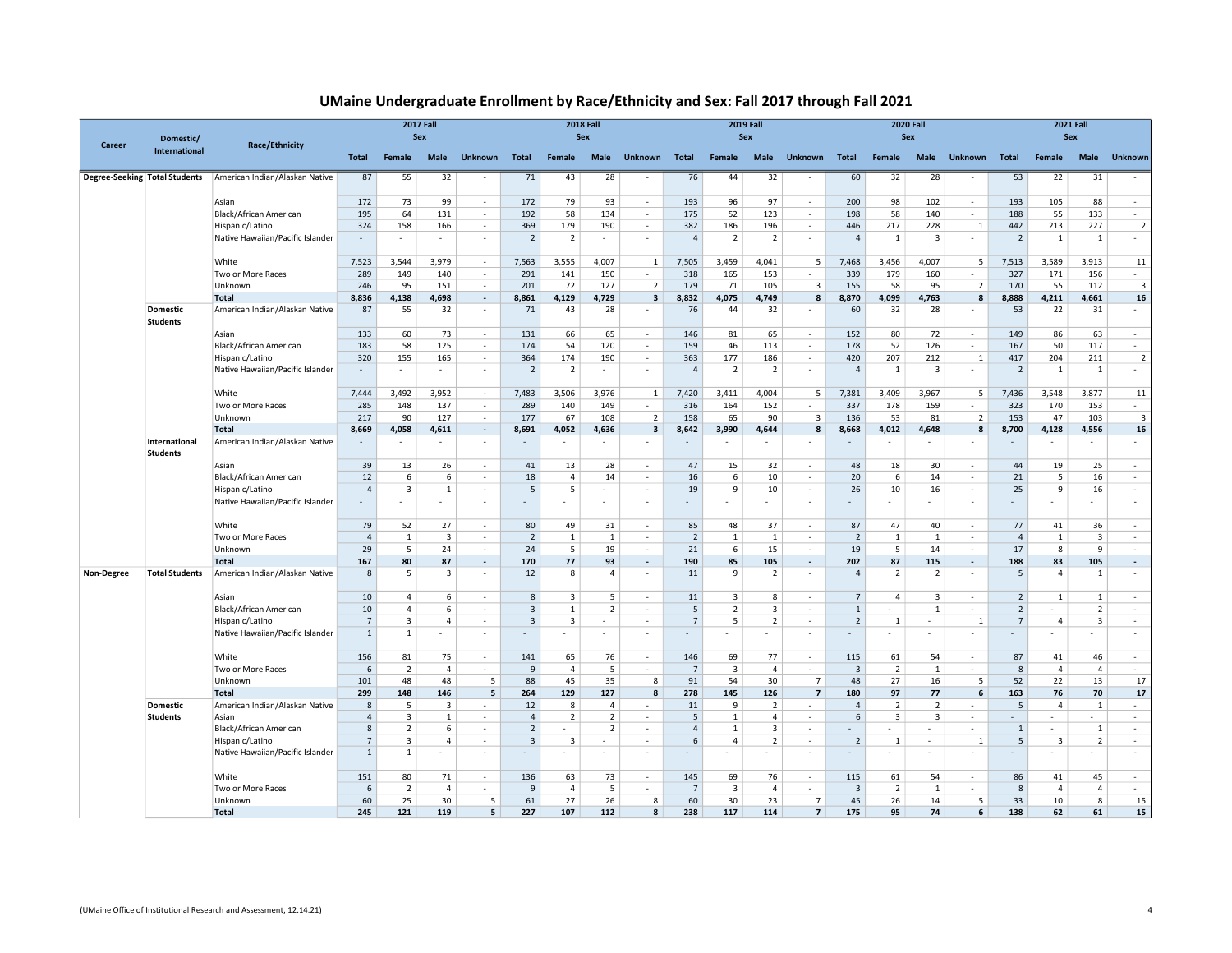# UMaine Undergraduate Enrollment by Race/Ethnicity and Sex: Fall 2017 through Fall 2021

| Career | Domestic/ International | Race/Ethnicity | 2017 Fall | | | | 2018 Fall | | | | 2019 Fall | | | | 2020 Fall | | | | 2021 Fall | | | |
|---|---|---|---|---|---|---|---|---|---|---|---|---|---|---|---|---|---|---|---|---|---|---|
| | | | | Sex | | | | Sex | | | | Sex | | | | Sex | | | | Sex | | |
| | | | Total | Female | Male | Unknown | Total | Female | Male | Unknown | Total | Female | Male | Unknown | Total | Female | Male | Unknown | Total | Female | Male | Unknown |
| Degree-Seeking | Total Students | American Indian/Alaskan Native | 87 | 55 | 32 | - | 71 | 43 | 28 | - | 76 | 44 | 32 | - | 60 | 32 | 28 | - | 53 | 22 | 31 | - |
| | | Asian | 172 | 73 | 99 | - | 172 | 79 | 93 | - | 193 | 96 | 97 | - | 200 | 98 | 102 | - | 193 | 105 | 88 | - |
| | | Black/African American | 195 | 64 | 131 | - | 192 | 58 | 134 | - | 175 | 52 | 123 | - | 198 | 58 | 140 | - | 188 | 55 | 133 | - |
| | | Hispanic/Latino | 324 | 158 | 166 | - | 369 | 179 | 190 | - | 382 | 186 | 196 | - | 446 | 217 | 228 | 1 | 442 | 213 | 227 | 2 |
| | | Native Hawaiian/Pacific Islander | - | - | - | - | 2 | 2 | - | - | 4 | 2 | 2 | - | 4 | 1 | 3 | - | 2 | 1 | 1 | - |
| | | White | 7,523 | 3,544 | 3,979 | - | 7,563 | 3,555 | 4,007 | 1 | 7,505 | 3,459 | 4,041 | 5 | 7,468 | 3,456 | 4,007 | 5 | 7,513 | 3,589 | 3,913 | 11 |
| | | Two or More Races | 289 | 149 | 140 | - | 291 | 141 | 150 | - | 318 | 165 | 153 | - | 339 | 179 | 160 | - | 327 | 171 | 156 | - |
| | | Unknown | 246 | 95 | 151 | - | 201 | 72 | 127 | 2 | 179 | 71 | 105 | 3 | 155 | 58 | 95 | 2 | 170 | 55 | 112 | 3 |
| | | **Total** | **8,836** | **4,138** | **4,698** | **-** | **8,861** | **4,129** | **4,729** | **3** | **8,832** | **4,075** | **4,749** | **8** | **8,870** | **4,099** | **4,763** | **8** | **8,888** | **4,211** | **4,661** | **16** |
| | Domestic Students | American Indian/Alaskan Native | 87 | 55 | 32 | - | 71 | 43 | 28 | - | 76 | 44 | 32 | - | 60 | 32 | 28 | - | 53 | 22 | 31 | - |
| | | Asian | 133 | 60 | 73 | - | 131 | 66 | 65 | - | 146 | 81 | 65 | - | 152 | 80 | 72 | - | 149 | 86 | 63 | - |
| | | Black/African American | 183 | 58 | 125 | - | 174 | 54 | 120 | - | 159 | 46 | 113 | - | 178 | 52 | 126 | - | 167 | 50 | 117 | - |
| | | Hispanic/Latino | 320 | 155 | 165 | - | 364 | 174 | 190 | - | 363 | 177 | 186 | - | 420 | 207 | 212 | 1 | 417 | 204 | 211 | 2 |
| | | Native Hawaiian/Pacific Islander | - | - | - | - | 2 | 2 | - | - | 4 | 2 | 2 | - | 4 | 1 | 3 | - | 2 | 1 | 1 | - |
| | | White | 7,444 | 3,492 | 3,952 | - | 7,483 | 3,506 | 3,976 | 1 | 7,420 | 3,411 | 4,004 | 5 | 7,381 | 3,409 | 3,967 | 5 | 7,436 | 3,548 | 3,877 | 11 |
| | | Two or More Races | 285 | 148 | 137 | - | 289 | 140 | 149 | - | 316 | 164 | 152 | - | 337 | 178 | 159 | - | 323 | 170 | 153 | - |
| | | Unknown | 217 | 90 | 127 | - | 177 | 67 | 108 | 2 | 158 | 65 | 90 | 3 | 136 | 53 | 81 | 2 | 153 | 47 | 103 | 3 |
| | | **Total** | **8,669** | **4,058** | **4,611** | **-** | **8,691** | **4,052** | **4,636** | **3** | **8,642** | **3,990** | **4,644** | **8** | **8,668** | **4,012** | **4,648** | **8** | **8,700** | **4,128** | **4,556** | **16** |
| | International Students | American Indian/Alaskan Native | - | - | - | - | - | - | - | - | - | - | - | - | - | - | - | - | - | - | - | - |
| | | Asian | 39 | 13 | 26 | - | 41 | 13 | 28 | - | 47 | 15 | 32 | - | 48 | 18 | 30 | - | 44 | 19 | 25 | - |
| | | Black/African American | 12 | 6 | 6 | - | 18 | 4 | 14 | - | 16 | 6 | 10 | - | 20 | 6 | 14 | - | 21 | 5 | 16 | - |
| | | Hispanic/Latino | 4 | 3 | 1 | - | 5 | 5 | - | - | 19 | 9 | 10 | - | 26 | 10 | 16 | - | 25 | 9 | 16 | - |
| | | Native Hawaiian/Pacific Islander | - | - | - | - | - | - | - | - | - | - | - | - | - | - | - | - | - | - | - | - |
| | | White | 79 | 52 | 27 | - | 80 | 49 | 31 | - | 85 | 48 | 37 | - | 87 | 47 | 40 | - | 77 | 41 | 36 | - |
| | | Two or More Races | 4 | 1 | 3 | - | 2 | 1 | 1 | - | 2 | 1 | 1 | - | 2 | 1 | 1 | - | 4 | 1 | 3 | - |
| | | Unknown | 29 | 5 | 24 | - | 24 | 5 | 19 | - | 21 | 6 | 15 | - | 19 | 5 | 14 | - | 17 | 8 | 9 | - |
| | | **Total** | **167** | **80** | **87** | **-** | **170** | **77** | **93** | **-** | **190** | **85** | **105** | **-** | **202** | **87** | **115** | **-** | **188** | **83** | **105** | **-** |
| Non-Degree | Total Students | American Indian/Alaskan Native | 8 | 5 | 3 | - | 12 | 8 | 4 | - | 11 | 9 | 2 | - | 4 | 2 | 2 | - | 5 | 4 | 1 | - |
| | | Asian | 10 | 4 | 6 | - | 8 | 3 | 5 | - | 11 | 3 | 8 | - | 7 | 4 | 3 | - | 2 | 1 | 1 | - |
| | | Black/African American | 10 | 4 | 6 | - | 3 | 1 | 2 | - | 5 | 2 | 3 | - | 1 | - | 1 | - | 2 | - | 2 | - |
| | | Hispanic/Latino | 7 | 3 | 4 | - | 3 | 3 | - | - | 7 | 5 | 2 | - | 2 | 1 | - | 1 | 7 | 4 | 3 | - |
| | | Native Hawaiian/Pacific Islander | 1 | 1 | - | - | - | - | - | - | - | - | - | - | - | - | - | - | - | - | - | - |
| | | White | 156 | 81 | 75 | - | 141 | 65 | 76 | - | 146 | 69 | 77 | - | 115 | 61 | 54 | - | 87 | 41 | 46 | - |
| | | Two or More Races | 6 | 2 | 4 | - | 9 | 4 | 5 | - | 7 | 3 | 4 | - | 3 | 2 | 1 | - | 8 | 4 | 4 | - |
| | | Unknown | 101 | 48 | 48 | 5 | 88 | 45 | 35 | 8 | 91 | 54 | 30 | 7 | 48 | 27 | 16 | 5 | 52 | 22 | 13 | 17 |
| | | **Total** | **299** | **148** | **146** | **5** | **264** | **129** | **127** | **8** | **278** | **145** | **126** | **7** | **180** | **97** | **77** | **6** | **163** | **76** | **70** | **17** |
| | Domestic Students | American Indian/Alaskan Native | 8 | 5 | 3 | - | 12 | 8 | 4 | - | 11 | 9 | 2 | - | 4 | 2 | 2 | - | 5 | 4 | 1 | - |
| | | Asian | 4 | 3 | 1 | - | 4 | 2 | 2 | - | 5 | 1 | 4 | - | 6 | 3 | 3 | - | - | - | - | - |
| | | Black/African American | 8 | 2 | 6 | - | 2 | - | 2 | - | 4 | 1 | 3 | - | - | - | - | - | 1 | - | 1 | - |
| | | Hispanic/Latino | 7 | 3 | 4 | - | 3 | 3 | - | - | 6 | 4 | 2 | - | 2 | 1 | - | 1 | 5 | 3 | 2 | - |
| | | Native Hawaiian/Pacific Islander | 1 | 1 | - | - | - | - | - | - | - | - | - | - | - | - | - | - | - | - | - | - |
| | | White | 151 | 80 | 71 | - | 136 | 63 | 73 | - | 145 | 69 | 76 | - | 115 | 61 | 54 | - | 86 | 41 | 45 | - |
| | | Two or More Races | 6 | 2 | 4 | - | 9 | 4 | 5 | - | 7 | 3 | 4 | - | 3 | 2 | 1 | - | 8 | 4 | 4 | - |
| | | Unknown | 60 | 25 | 30 | 5 | 61 | 27 | 26 | 8 | 60 | 30 | 23 | 7 | 45 | 26 | 14 | 5 | 33 | 10 | 8 | 15 |
| | | **Total** | **245** | **121** | **119** | **5** | **227** | **107** | **112** | **8** | **238** | **117** | **114** | **7** | **175** | **95** | **74** | **6** | **138** | **62** | **61** | **15** |

(UMaine Office of Institutional Research and Assessment, 12.14.21)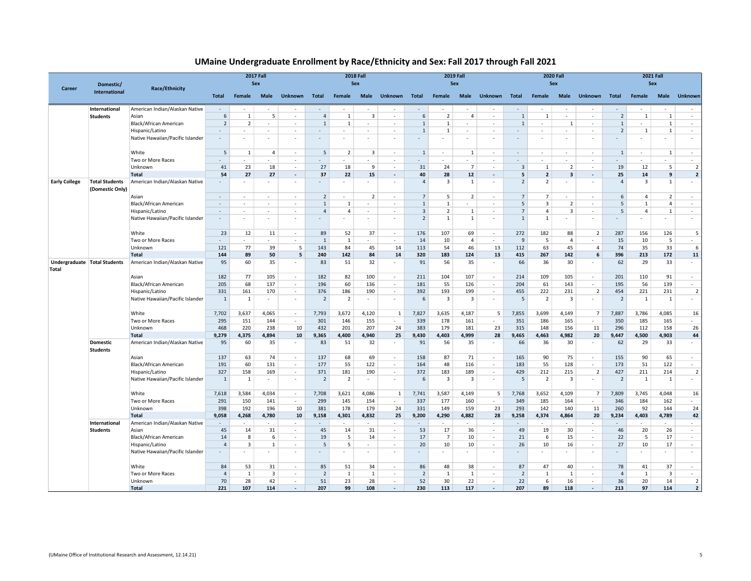# UMaine Undergraduate Enrollment by Race/Ethnicity and Sex: Fall 2017 through Fall 2021

| Career | Domestic/ International | Race/Ethnicity | 2017 Fall | | | | 2018 Fall | | | | 2019 Fall | | | | 2020 Fall | | | | 2021 Fall | | | |
|---|---|---|---|---|---|---|---|---|---|---|---|---|---|---|---|---|---|---|---|---|---|---|
| | | | | Sex | | | | Sex | | | | Sex | | | | Sex | | | | Sex | | |
| | | | Total | Female | Male | Unknown | Total | Female | Male | Unknown | Total | Female | Male | Unknown | Total | Female | Male | Unknown | Total | Female | Male | Unknown |
| | International Students | American Indian/Alaskan Native | - | - | - | - | - | - | - | - | - | - | - | - | - | - | - | - | - | - | - | - |
| | | Asian | 6 | 1 | 5 | - | 4 | 1 | 3 | - | 6 | 2 | 4 | - | 1 | 1 | - | - | 2 | 1 | 1 | - |
| | | Black/African American | 2 | 2 | - | - | 1 | 1 | - | - | 1 | 1 | - | - | 1 | - | 1 | - | 1 | - | 1 | - |
| | | Hispanic/Latino | - | - | - | - | - | - | - | - | 1 | 1 | - | - | - | - | - | - | 2 | 1 | 1 | - |
| | | Native Hawaiian/Pacific Islander | - | - | - | - | - | - | - | - | - | - | - | - | - | - | - | - | - | - | - | - |
| | | White | 5 | 1 | 4 | - | 5 | 2 | 3 | - | 1 | - | 1 | - | - | - | - | - | 1 | - | 1 | - |
| | | Two or More Races | - | - | - | - | - | - | - | - | - | - | - | - | - | - | - | - | - | - | - | - |
| | | Unknown | 41 | 23 | 18 | - | 27 | 18 | 9 | - | 31 | 24 | 7 | - | 3 | 1 | 2 | - | 19 | 12 | 5 | 2 |
| | | **Total** | **54** | **27** | **27** | **-** | **37** | **22** | **15** | **-** | **40** | **28** | **12** | **-** | **5** | **2** | **3** | **-** | **25** | **14** | **9** | **2** |
| **Early College** | **Total Students (Domestic Only)** | American Indian/Alaskan Native | - | - | - | - | - | - | - | - | 4 | 3 | 1 | - | 2 | 2 | - | - | 4 | 3 | 1 | - |
| | | Asian | - | - | - | - | 2 | - | 2 | - | 7 | 5 | 2 | - | 7 | 7 | - | - | 6 | 4 | 2 | - |
| | | Black/African American | - | - | - | - | 1 | 1 | - | - | 1 | 1 | - | - | 5 | 3 | 2 | - | 5 | 1 | 4 | - |
| | | Hispanic/Latino | - | - | - | - | 4 | 4 | - | - | 3 | 2 | 1 | - | 7 | 4 | 3 | - | 5 | 4 | 1 | - |
| | | Native Hawaiian/Pacific Islander | - | - | - | - | - | - | - | - | 2 | 1 | 1 | - | 1 | 1 | - | - | - | - | - | - |
| | | White | 23 | 12 | 11 | - | 89 | 52 | 37 | - | 176 | 107 | 69 | - | 272 | 182 | 88 | 2 | 287 | 156 | 126 | 5 |
| | | Two or More Races | - | - | - | - | 1 | 1 | - | - | 14 | 10 | 4 | - | 9 | 5 | 4 | - | 15 | 10 | 5 | - |
| | | Unknown | 121 | 77 | 39 | 5 | 143 | 84 | 45 | 14 | 113 | 54 | 46 | 13 | 112 | 63 | 45 | 4 | 74 | 35 | 33 | 6 |
| | | **Total** | **144** | **89** | **50** | **5** | **240** | **142** | **84** | **14** | **320** | **183** | **124** | **13** | **415** | **267** | **142** | **6** | **396** | **213** | **172** | **11** |
| **Undergraduate Total** | **Total Students** | American Indian/Alaskan Native | 95 | 60 | 35 | - | 83 | 51 | 32 | - | 91 | 56 | 35 | - | 66 | 36 | 30 | - | 62 | 29 | 33 | - |
| | | Asian | 182 | 77 | 105 | - | 182 | 82 | 100 | - | 211 | 104 | 107 | - | 214 | 109 | 105 | - | 201 | 110 | 91 | - |
| | | Black/African American | 205 | 68 | 137 | - | 196 | 60 | 136 | - | 181 | 55 | 126 | - | 204 | 61 | 143 | - | 195 | 56 | 139 | - |
| | | Hispanic/Latino | 331 | 161 | 170 | - | 376 | 186 | 190 | - | 392 | 193 | 199 | - | 455 | 222 | 231 | 2 | 454 | 221 | 231 | 2 |
| | | Native Hawaiian/Pacific Islander | 1 | 1 | - | - | 2 | 2 | - | - | 6 | 3 | 3 | - | 5 | 2 | 3 | - | 2 | 1 | 1 | - |
| | | White | 7,702 | 3,637 | 4,065 | - | 7,793 | 3,672 | 4,120 | 1 | 7,827 | 3,635 | 4,187 | 5 | 7,855 | 3,699 | 4,149 | 7 | 7,887 | 3,786 | 4,085 | 16 |
| | | Two or More Races | 295 | 151 | 144 | - | 301 | 146 | 155 | - | 339 | 178 | 161 | - | 351 | 186 | 165 | - | 350 | 185 | 165 | - |
| | | Unknown | 468 | 220 | 238 | 10 | 432 | 201 | 207 | 24 | 383 | 179 | 181 | 23 | 315 | 148 | 156 | 11 | 296 | 112 | 158 | 26 |
| | | **Total** | **9,279** | **4,375** | **4,894** | **10** | **9,365** | **4,400** | **4,940** | **25** | **9,430** | **4,403** | **4,999** | **28** | **9,465** | **4,463** | **4,982** | **20** | **9,447** | **4,500** | **4,903** | **44** |
| | **Domestic Students** | American Indian/Alaskan Native | 95 | 60 | 35 | - | 83 | 51 | 32 | - | 91 | 56 | 35 | - | 66 | 36 | 30 | - | 62 | 29 | 33 | - |
| | | Asian | 137 | 63 | 74 | - | 137 | 68 | 69 | - | 158 | 87 | 71 | - | 165 | 90 | 75 | - | 155 | 90 | 65 | - |
| | | Black/African American | 191 | 60 | 131 | - | 177 | 55 | 122 | - | 164 | 48 | 116 | - | 183 | 55 | 128 | - | 173 | 51 | 122 | - |
| | | Hispanic/Latino | 327 | 158 | 169 | - | 371 | 181 | 190 | - | 372 | 183 | 189 | - | 429 | 212 | 215 | 2 | 427 | 211 | 214 | 2 |
| | | Native Hawaiian/Pacific Islander | 1 | 1 | - | - | 2 | 2 | - | - | 6 | 3 | 3 | - | 5 | 2 | 3 | - | 2 | 1 | 1 | - |
| | | White | 7,618 | 3,584 | 4,034 | - | 7,708 | 3,621 | 4,086 | 1 | 7,741 | 3,587 | 4,149 | 5 | 7,768 | 3,652 | 4,109 | 7 | 7,809 | 3,745 | 4,048 | 16 |
| | | Two or More Races | 291 | 150 | 141 | - | 299 | 145 | 154 | - | 337 | 177 | 160 | - | 349 | 185 | 164 | - | 346 | 184 | 162 | - |
| | | Unknown | 398 | 192 | 196 | 10 | 381 | 178 | 179 | 24 | 331 | 149 | 159 | 23 | 293 | 142 | 140 | 11 | 260 | 92 | 144 | 24 |
| | | **Total** | **9,058** | **4,268** | **4,780** | **10** | **9,158** | **4,301** | **4,832** | **25** | **9,200** | **4,290** | **4,882** | **28** | **9,258** | **4,374** | **4,864** | **20** | **9,234** | **4,403** | **4,789** | **42** |
| | **International Students** | American Indian/Alaskan Native | - | - | - | - | - | - | - | - | - | - | - | - | - | - | - | - | - | - | - | - |
| | | Asian | 45 | 14 | 31 | - | 45 | 14 | 31 | - | 53 | 17 | 36 | - | 49 | 19 | 30 | - | 46 | 20 | 26 | - |
| | | Black/African American | 14 | 8 | 6 | - | 19 | 5 | 14 | - | 17 | 7 | 10 | - | 21 | 6 | 15 | - | 22 | 5 | 17 | - |
| | | Hispanic/Latino | 4 | 3 | 1 | - | 5 | 5 | - | - | 20 | 10 | 10 | - | 26 | 10 | 16 | - | 27 | 10 | 17 | - |
| | | Native Hawaiian/Pacific Islander | - | - | - | - | - | - | - | - | - | - | - | - | - | - | - | - | - | - | - | - |
| | | White | 84 | 53 | 31 | - | 85 | 51 | 34 | - | 86 | 48 | 38 | - | 87 | 47 | 40 | - | 78 | 41 | 37 | - |
| | | Two or More Races | 4 | 1 | 3 | - | 2 | 1 | 1 | - | 2 | 1 | 1 | - | 2 | 1 | 1 | - | 4 | 1 | 3 | - |
| | | Unknown | 70 | 28 | 42 | - | 51 | 23 | 28 | - | 52 | 30 | 22 | - | 22 | 6 | 16 | - | 36 | 20 | 14 | 2 |
| | | **Total** | **221** | **107** | **114** | **-** | **207** | **99** | **108** | **-** | **230** | **113** | **117** | **-** | **207** | **89** | **118** | **-** | **213** | **97** | **114** | **2** |

(UMaine Office of Institutional Research and Assessment, 12.14.21)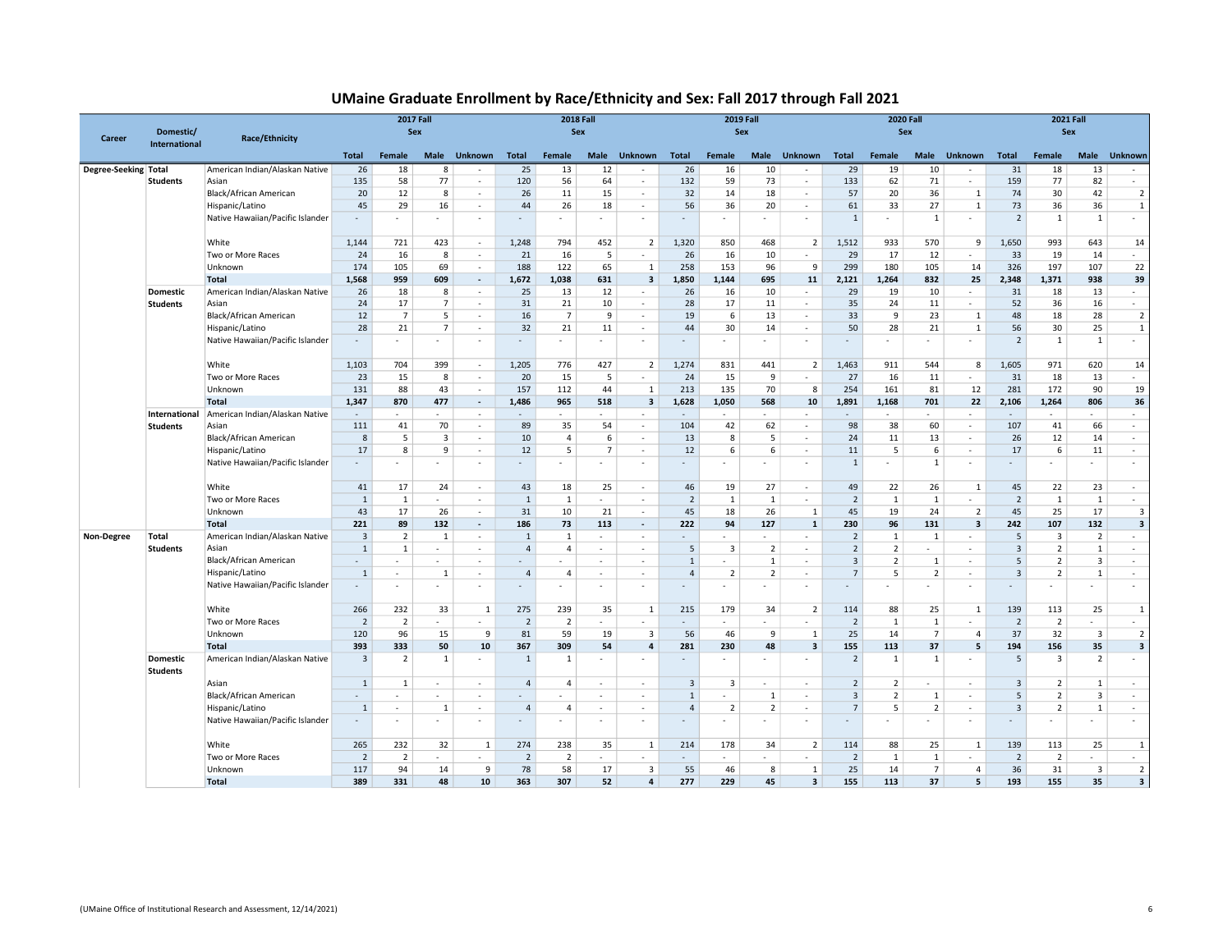# UMaine Graduate Enrollment by Race/Ethnicity and Sex: Fall 2017 through Fall 2021

| Career | Domestic/ International | Race/Ethnicity | 2017 Fall | | | | 2018 Fall | | | | 2019 Fall | | | | 2020 Fall | | | | 2021 Fall | | | |
|---|---|---|---|---|---|---|---|---|---|---|---|---|---|---|---|---|---|---|---|---|---|---|
| | | | | Sex | | | | Sex | | | | Sex | | | | Sex | | | | Sex | | |
| | | | Total | Female | Male | Unknown | Total | Female | Male | Unknown | Total | Female | Male | Unknown | Total | Female | Male | Unknown | Total | Female | Male | Unknown |
| Degree-Seeking | Total Students | American Indian/Alaskan Native | 26 | 18 | 8 | - | 25 | 13 | 12 | - | 26 | 16 | 10 | - | 29 | 19 | 10 | - | 31 | 18 | 13 | - |
| | | Asian | 135 | 58 | 77 | - | 120 | 56 | 64 | - | 132 | 59 | 73 | - | 133 | 62 | 71 | - | 159 | 77 | 82 | - |
| | | Black/African American | 20 | 12 | 8 | - | 26 | 11 | 15 | - | 32 | 14 | 18 | - | 57 | 20 | 36 | 1 | 74 | 30 | 42 | 2 |
| | | Hispanic/Latino | 45 | 29 | 16 | - | 44 | 26 | 18 | - | 56 | 36 | 20 | - | 61 | 33 | 27 | 1 | 73 | 36 | 36 | 1 |
| | | Native Hawaiian/Pacific Islander | - | - | - | - | - | - | - | - | - | - | - | - | 1 | - | 1 | - | 2 | 1 | 1 | - |
| | | White | 1,144 | 721 | 423 | - | 1,248 | 794 | 452 | 2 | 1,320 | 850 | 468 | 2 | 1,512 | 933 | 570 | 9 | 1,650 | 993 | 643 | 14 |
| | | Two or More Races | 24 | 16 | 8 | - | 21 | 16 | 5 | - | 26 | 16 | 10 | - | 29 | 17 | 12 | - | 33 | 19 | 14 | - |
| | | Unknown | 174 | 105 | 69 | - | 188 | 122 | 65 | 1 | 258 | 153 | 96 | 9 | 299 | 180 | 105 | 14 | 326 | 197 | 107 | 22 |
| | | **Total** | **1,568** | **959** | **609** | **-** | **1,672** | **1,038** | **631** | **3** | **1,850** | **1,144** | **695** | **11** | **2,121** | **1,264** | **832** | **25** | **2,348** | **1,371** | **938** | **39** |
| | Domestic Students | American Indian/Alaskan Native | 26 | 18 | 8 | - | 25 | 13 | 12 | - | 26 | 16 | 10 | - | 29 | 19 | 10 | - | 31 | 18 | 13 | - |
| | | Asian | 24 | 17 | 7 | - | 31 | 21 | 10 | - | 28 | 17 | 11 | - | 35 | 24 | 11 | - | 52 | 36 | 16 | - |
| | | Black/African American | 12 | 7 | 5 | - | 16 | 7 | 9 | - | 19 | 6 | 13 | - | 33 | 9 | 23 | 1 | 48 | 18 | 28 | 2 |
| | | Hispanic/Latino | 28 | 21 | 7 | - | 32 | 21 | 11 | - | 44 | 30 | 14 | - | 50 | 28 | 21 | 1 | 56 | 30 | 25 | 1 |
| | | Native Hawaiian/Pacific Islander | - | - | - | - | - | - | - | - | - | - | - | - | - | - | - | - | 2 | 1 | 1 | - |
| | | White | 1,103 | 704 | 399 | - | 1,205 | 776 | 427 | 2 | 1,274 | 831 | 441 | 2 | 1,463 | 911 | 544 | 8 | 1,605 | 971 | 620 | 14 |
| | | Two or More Races | 23 | 15 | 8 | - | 20 | 15 | 5 | - | 24 | 15 | 9 | - | 27 | 16 | 11 | - | 31 | 18 | 13 | - |
| | | Unknown | 131 | 88 | 43 | - | 157 | 112 | 44 | 1 | 213 | 135 | 70 | 8 | 254 | 161 | 81 | 12 | 281 | 172 | 90 | 19 |
| | | **Total** | **1,347** | **870** | **477** | **-** | **1,486** | **965** | **518** | **3** | **1,628** | **1,050** | **568** | **10** | **1,891** | **1,168** | **701** | **22** | **2,106** | **1,264** | **806** | **36** |
| | International Students | American Indian/Alaskan Native | - | - | - | - | - | - | - | - | - | - | - | - | - | - | - | - | - | - | - | - |
| | | Asian | 111 | 41 | 70 | - | 89 | 35 | 54 | - | 104 | 42 | 62 | - | 98 | 38 | 60 | - | 107 | 41 | 66 | - |
| | | Black/African American | 8 | 5 | 3 | - | 10 | 4 | 6 | - | 13 | 8 | 5 | - | 24 | 11 | 13 | - | 26 | 12 | 14 | - |
| | | Hispanic/Latino | 17 | 8 | 9 | - | 12 | 5 | 7 | - | 12 | 6 | 6 | - | 11 | 5 | 6 | - | 17 | 6 | 11 | - |
| | | Native Hawaiian/Pacific Islander | - | - | - | - | - | - | - | - | - | - | - | - | 1 | - | 1 | - | - | - | - | - |
| | | White | 41 | 17 | 24 | - | 43 | 18 | 25 | - | 46 | 19 | 27 | - | 49 | 22 | 26 | 1 | 45 | 22 | 23 | - |
| | | Two or More Races | 1 | 1 | - | - | 1 | 1 | - | - | 2 | 1 | 1 | - | 2 | 1 | 1 | - | 2 | 1 | 1 | - |
| | | Unknown | 43 | 17 | 26 | - | 31 | 10 | 21 | - | 45 | 18 | 26 | 1 | 45 | 19 | 24 | 2 | 45 | 25 | 17 | 3 |
| | | **Total** | **221** | **89** | **132** | **-** | **186** | **73** | **113** | **-** | **222** | **94** | **127** | **1** | **230** | **96** | **131** | **3** | **242** | **107** | **132** | **3** |
| Non-Degree | Total Students | American Indian/Alaskan Native | 3 | 2 | 1 | - | 1 | 1 | - | - | - | - | - | - | 2 | 1 | 1 | - | 5 | 3 | 2 | - |
| | | Asian | 1 | 1 | - | - | 4 | 4 | - | - | 5 | 3 | 2 | - | 2 | 2 | - | - | 3 | 2 | 1 | - |
| | | Black/African American | - | - | - | - | - | - | - | - | 1 | - | 1 | - | 3 | 2 | 1 | - | 5 | 2 | 3 | - |
| | | Hispanic/Latino | 1 | - | 1 | - | 4 | 4 | - | - | 4 | 2 | 2 | - | 7 | 5 | 2 | - | 3 | 2 | 1 | - |
| | | Native Hawaiian/Pacific Islander | - | - | - | - | - | - | - | - | - | - | - | - | - | - | - | - | - | - | - | - |
| | | White | 266 | 232 | 33 | 1 | 275 | 239 | 35 | 1 | 215 | 179 | 34 | 2 | 114 | 88 | 25 | 1 | 139 | 113 | 25 | 1 |
| | | Two or More Races | 2 | 2 | - | - | 2 | 2 | - | - | - | - | - | - | 2 | 1 | 1 | - | 2 | 2 | - | - |
| | | Unknown | 120 | 96 | 15 | 9 | 81 | 59 | 19 | 3 | 56 | 46 | 9 | 1 | 25 | 14 | 7 | 4 | 37 | 32 | 3 | 2 |
| | | **Total** | **393** | **333** | **50** | **10** | **367** | **309** | **54** | **4** | **281** | **230** | **48** | **3** | **155** | **113** | **37** | **5** | **194** | **156** | **35** | **3** |
| | Domestic Students | American Indian/Alaskan Native | 3 | 2 | 1 | - | 1 | 1 | - | - | - | - | - | - | 2 | 1 | 1 | - | 5 | 3 | 2 | - |
| | | Asian | 1 | 1 | - | - | 4 | 4 | - | - | 3 | 3 | - | - | 2 | 2 | - | - | 3 | 2 | 1 | - |
| | | Black/African American | - | - | - | - | - | - | - | - | 1 | - | 1 | - | 3 | 2 | 1 | - | 5 | 2 | 3 | - |
| | | Hispanic/Latino | 1 | - | 1 | - | 4 | 4 | - | - | 4 | 2 | 2 | - | 7 | 5 | 2 | - | 3 | 2 | 1 | - |
| | | Native Hawaiian/Pacific Islander | - | - | - | - | - | - | - | - | - | - | - | - | - | - | - | - | - | - | - | - |
| | | White | 265 | 232 | 32 | 1 | 274 | 238 | 35 | 1 | 214 | 178 | 34 | 2 | 114 | 88 | 25 | 1 | 139 | 113 | 25 | 1 |
| | | Two or More Races | 2 | 2 | - | - | 2 | 2 | - | - | - | - | - | - | 2 | 1 | 1 | - | 2 | 2 | - | - |
| | | Unknown | 117 | 94 | 14 | 9 | 78 | 58 | 17 | 3 | 55 | 46 | 8 | 1 | 25 | 14 | 7 | 4 | 36 | 31 | 3 | 2 |
| | | **Total** | **389** | **331** | **48** | **10** | **363** | **307** | **52** | **4** | **277** | **229** | **45** | **3** | **155** | **113** | **37** | **5** | **193** | **155** | **35** | **3** |

(UMaine Office of Institutional Research and Assessment, 12/14/2021)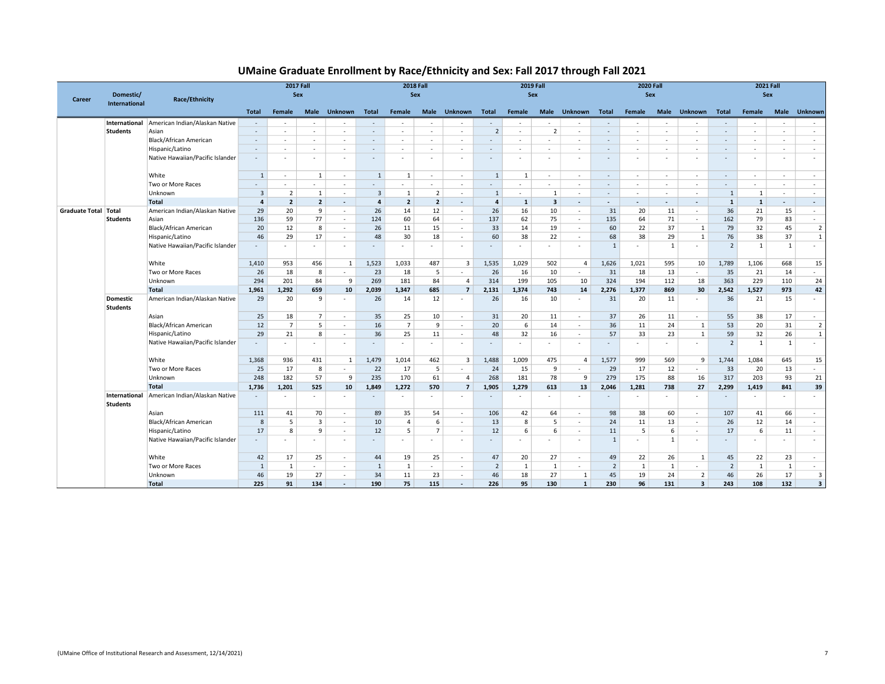# UMaine Graduate Enrollment by Race/Ethnicity and Sex: Fall 2017 through Fall 2021

| Career | Domestic/ International | Race/Ethnicity | 2017 Fall | | | | 2018 Fall | | | | 2019 Fall | | | | 2020 Fall | | | | 2021 Fall | | | |
|---|---|---|---|---|---|---|---|---|---|---|---|---|---|---|---|---|---|---|---|---|---|---|
| | | | Total | Sex | | | Total | Sex | | | Total | Sex | | | Total | Sex | | | Total | Sex | | |
| | | | | Female | Male | Unknown | | Female | Male | Unknown | | Female | Male | Unknown | | Female | Male | Unknown | | Female | Male | Unknown |
| | International Students | American Indian/Alaskan Native | - | - | - | - | - | - | - | - | - | - | - | - | - | - | - | - | - | - | - | - |
| | | Asian | - | - | - | - | - | - | - | - | 2 | - | 2 | - | - | - | - | - | - | - | - | - |
| | | Black/African American | - | - | - | - | - | - | - | - | - | - | - | - | - | - | - | - | - | - | - | - |
| | | Hispanic/Latino | - | - | - | - | - | - | - | - | - | - | - | - | - | - | - | - | - | - | - | - |
| | | Native Hawaiian/Pacific Islander | - | - | - | - | - | - | - | - | - | - | - | - | - | - | - | - | - | - | - | - |
| | | White | 1 | - | 1 | - | 1 | 1 | - | - | 1 | 1 | - | - | - | - | - | - | - | - | - | - |
| | | Two or More Races | - | - | - | - | - | - | - | - | - | - | - | - | - | - | - | - | - | - | - | - |
| | | Unknown | 3 | 2 | 1 | - | 3 | 1 | 2 | - | 1 | - | 1 | - | - | - | - | - | 1 | 1 | - | - |
| | | **Total** | **4** | **2** | **2** | **-** | **4** | **2** | **2** | **-** | **4** | **1** | **3** | **-** | **-** | **-** | **-** | **-** | **1** | **1** | **-** | **-** |
| **Graduate Total** | **Total Students** | American Indian/Alaskan Native | 29 | 20 | 9 | - | 26 | 14 | 12 | - | 26 | 16 | 10 | - | 31 | 20 | 11 | - | 36 | 21 | 15 | - |
| | | Asian | 136 | 59 | 77 | - | 124 | 60 | 64 | - | 137 | 62 | 75 | - | 135 | 64 | 71 | - | 162 | 79 | 83 | - |
| | | Black/African American | 20 | 12 | 8 | - | 26 | 11 | 15 | - | 33 | 14 | 19 | - | 60 | 22 | 37 | 1 | 79 | 32 | 45 | 2 |
| | | Hispanic/Latino | 46 | 29 | 17 | - | 48 | 30 | 18 | - | 60 | 38 | 22 | - | 68 | 38 | 29 | 1 | 76 | 38 | 37 | 1 |
| | | Native Hawaiian/Pacific Islander | - | - | - | - | - | - | - | - | - | - | - | - | 1 | - | 1 | - | 2 | 1 | 1 | - |
| | | White | 1,410 | 953 | 456 | 1 | 1,523 | 1,033 | 487 | 3 | 1,535 | 1,029 | 502 | 4 | 1,626 | 1,021 | 595 | 10 | 1,789 | 1,106 | 668 | 15 |
| | | Two or More Races | 26 | 18 | 8 | - | 23 | 18 | 5 | - | 26 | 16 | 10 | - | 31 | 18 | 13 | - | 35 | 21 | 14 | - |
| | | Unknown | 294 | 201 | 84 | 9 | 269 | 181 | 84 | 4 | 314 | 199 | 105 | 10 | 324 | 194 | 112 | 18 | 363 | 229 | 110 | 24 |
| | | **Total** | **1,961** | **1,292** | **659** | **10** | **2,039** | **1,347** | **685** | **7** | **2,131** | **1,374** | **743** | **14** | **2,276** | **1,377** | **869** | **30** | **2,542** | **1,527** | **973** | **42** |
| | **Domestic Students** | American Indian/Alaskan Native | 29 | 20 | 9 | - | 26 | 14 | 12 | - | 26 | 16 | 10 | - | 31 | 20 | 11 | - | 36 | 21 | 15 | - |
| | | Asian | 25 | 18 | 7 | - | 35 | 25 | 10 | - | 31 | 20 | 11 | - | 37 | 26 | 11 | - | 55 | 38 | 17 | - |
| | | Black/African American | 12 | 7 | 5 | - | 16 | 7 | 9 | - | 20 | 6 | 14 | - | 36 | 11 | 24 | 1 | 53 | 20 | 31 | 2 |
| | | Hispanic/Latino | 29 | 21 | 8 | - | 36 | 25 | 11 | - | 48 | 32 | 16 | - | 57 | 33 | 23 | 1 | 59 | 32 | 26 | 1 |
| | | Native Hawaiian/Pacific Islander | - | - | - | - | - | - | - | - | - | - | - | - | - | - | - | - | 2 | 1 | 1 | - |
| | | White | 1,368 | 936 | 431 | 1 | 1,479 | 1,014 | 462 | 3 | 1,488 | 1,009 | 475 | 4 | 1,577 | 999 | 569 | 9 | 1,744 | 1,084 | 645 | 15 |
| | | Two or More Races | 25 | 17 | 8 | - | 22 | 17 | 5 | - | 24 | 15 | 9 | - | 29 | 17 | 12 | - | 33 | 20 | 13 | - |
| | | Unknown | 248 | 182 | 57 | 9 | 235 | 170 | 61 | 4 | 268 | 181 | 78 | 9 | 279 | 175 | 88 | 16 | 317 | 203 | 93 | 21 |
| | | **Total** | **1,736** | **1,201** | **525** | **10** | **1,849** | **1,272** | **570** | **7** | **1,905** | **1,279** | **613** | **13** | **2,046** | **1,281** | **738** | **27** | **2,299** | **1,419** | **841** | **39** |
| | **International Students** | American Indian/Alaskan Native | - | - | - | - | - | - | - | - | - | - | - | - | - | - | - | - | - | - | - | - |
| | | Asian | 111 | 41 | 70 | - | 89 | 35 | 54 | - | 106 | 42 | 64 | - | 98 | 38 | 60 | - | 107 | 41 | 66 | - |
| | | Black/African American | 8 | 5 | 3 | - | 10 | 4 | 6 | - | 13 | 8 | 5 | - | 24 | 11 | 13 | - | 26 | 12 | 14 | - |
| | | Hispanic/Latino | 17 | 8 | 9 | - | 12 | 5 | 7 | - | 12 | 6 | 6 | - | 11 | 5 | 6 | - | 17 | 6 | 11 | - |
| | | Native Hawaiian/Pacific Islander | - | - | - | - | - | - | - | - | - | - | - | - | 1 | - | 1 | - | - | - | - | - |
| | | White | 42 | 17 | 25 | - | 44 | 19 | 25 | - | 47 | 20 | 27 | - | 49 | 22 | 26 | 1 | 45 | 22 | 23 | - |
| | | Two or More Races | 1 | 1 | - | - | 1 | 1 | - | - | 2 | 1 | 1 | - | 2 | 1 | 1 | - | 2 | 1 | 1 | - |
| | | Unknown | 46 | 19 | 27 | - | 34 | 11 | 23 | - | 46 | 18 | 27 | 1 | 45 | 19 | 24 | 2 | 46 | 26 | 17 | 3 |
| | | **Total** | **225** | **91** | **134** | **-** | **190** | **75** | **115** | **-** | **226** | **95** | **130** | **1** | **230** | **96** | **131** | **3** | **243** | **108** | **132** | **3** |

(UMaine Office of Institutional Research and Assessment, 12/14/2021)